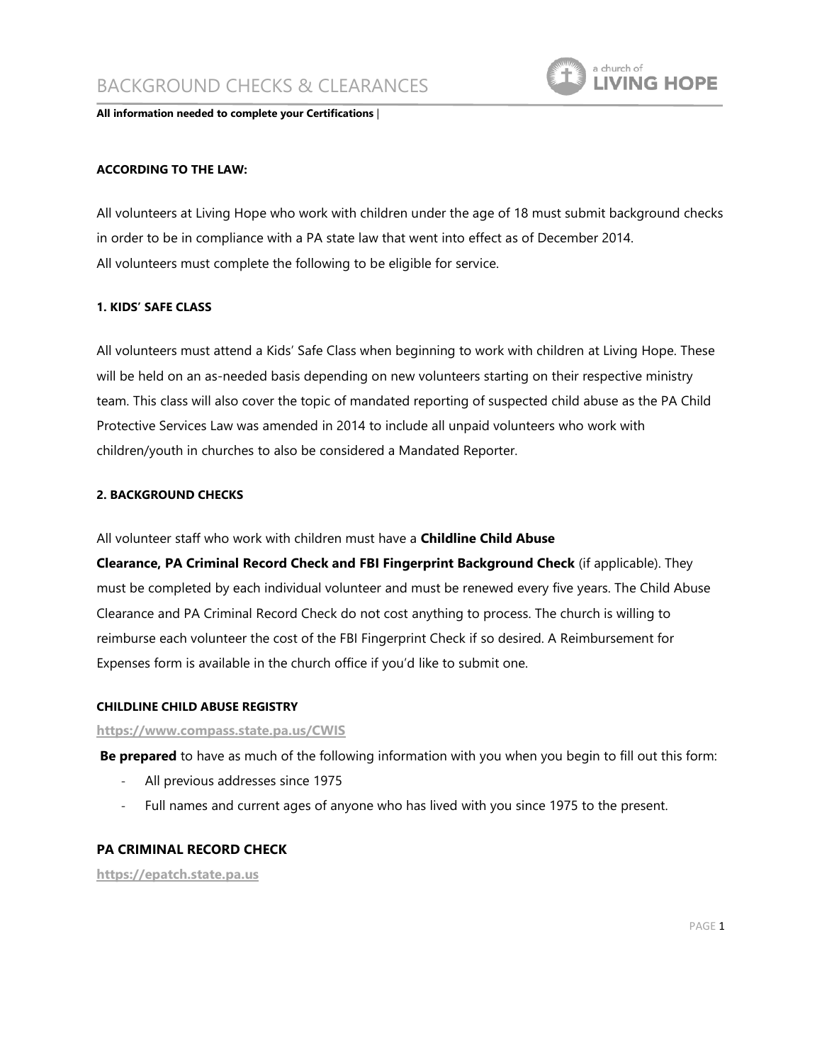# BACKGROUND CHECKS & CLEARANCES

**All information needed to complete your Certifications** |

**ACCORDING TO THE LAW:**

All volunteers at Living Hope who work with children under the age of 18 must submit background checks in order to be in compliance with a PA state law that went into effect as of December 2014.
All volunteers must complete the following to be eligible for service.

**1. KIDS' SAFE CLASS**

All volunteers must attend a Kids' Safe Class when beginning to work with children at Living Hope. These will be held on an as-needed basis depending on new volunteers starting on their respective ministry team. This class will also cover the topic of mandated reporting of suspected child abuse as the PA Child Protective Services Law was amended in 2014 to include all unpaid volunteers who work with children/youth in churches to also be considered a Mandated Reporter.

**2. BACKGROUND CHECKS**

All volunteer staff who work with children must have a **Childline Child Abuse Clearance, PA Criminal Record Check and FBI Fingerprint Background Check** (if applicable). They must be completed by each individual volunteer and must be renewed every five years. The Child Abuse Clearance and PA Criminal Record Check do not cost anything to process. The church is willing to reimburse each volunteer the cost of the FBI Fingerprint Check if so desired. A Reimbursement for Expenses form is available in the church office if you'd like to submit one.

**CHILDLINE CHILD ABUSE REGISTRY**

**https://www.compass.state.pa.us/CWIS**

**Be prepared** to have as much of the following information with you when you begin to fill out this form:

- All previous addresses since 1975
- Full names and current ages of anyone who has lived with you since 1975 to the present.

### PA CRIMINAL RECORD CHECK

**https://epatch.state.pa.us**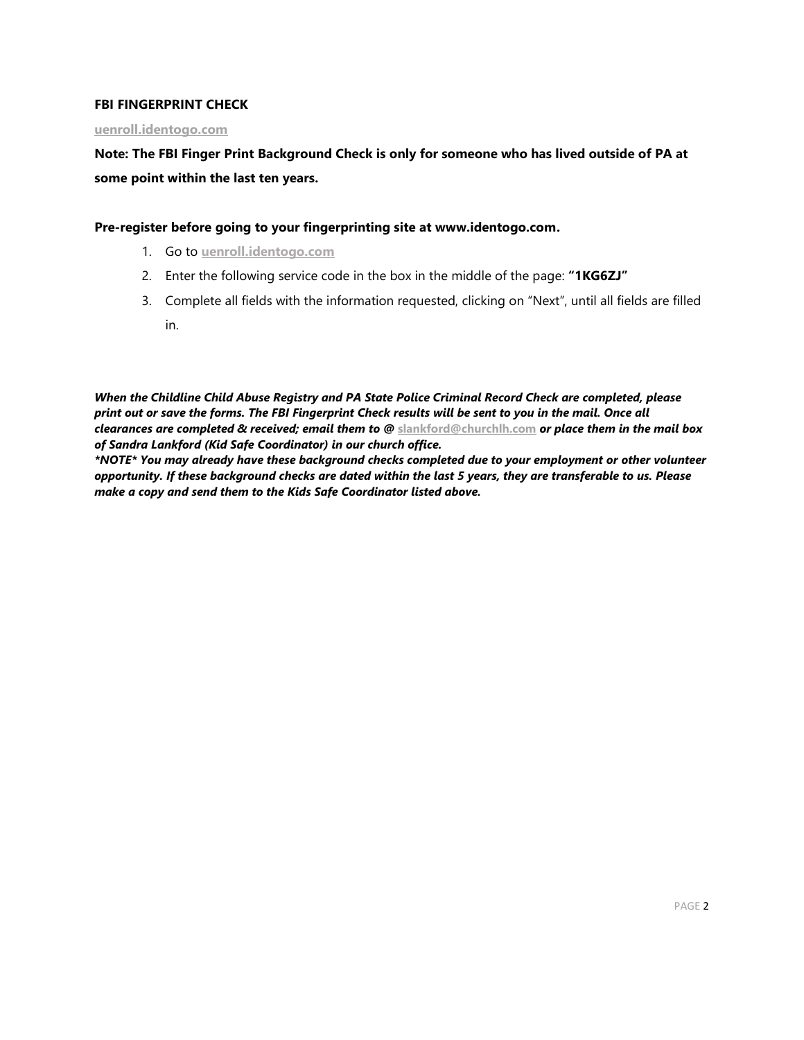**FBI FINGERPRINT CHECK**

uenroll.identogo.com

**Note: The FBI Finger Print Background Check is only for someone who has lived outside of PA at some point within the last ten years.**

**Pre-register before going to your fingerprinting site at www.identogo.com.**

1. Go to **uenroll.identogo.com**
2. Enter the following service code in the box in the middle of the page: **"1KG6ZJ"**
3. Complete all fields with the information requested, clicking on "Next", until all fields are filled in.

***When the Childline Child Abuse Registry and PA State Police Criminal Record Check are completed, please print out or save the forms. The FBI Fingerprint Check results will be sent to you in the mail. Once all clearances are completed & received; email them to @*** slankford@churchlh.com ***or place them in the mail box of Sandra Lankford (Kid Safe Coordinator) in our church office.***

****NOTE* You may already have these background checks completed due to your employment or other volunteer opportunity. If these background checks are dated within the last 5 years, they are transferable to us. Please make a copy and send them to the Kids Safe Coordinator listed above.***